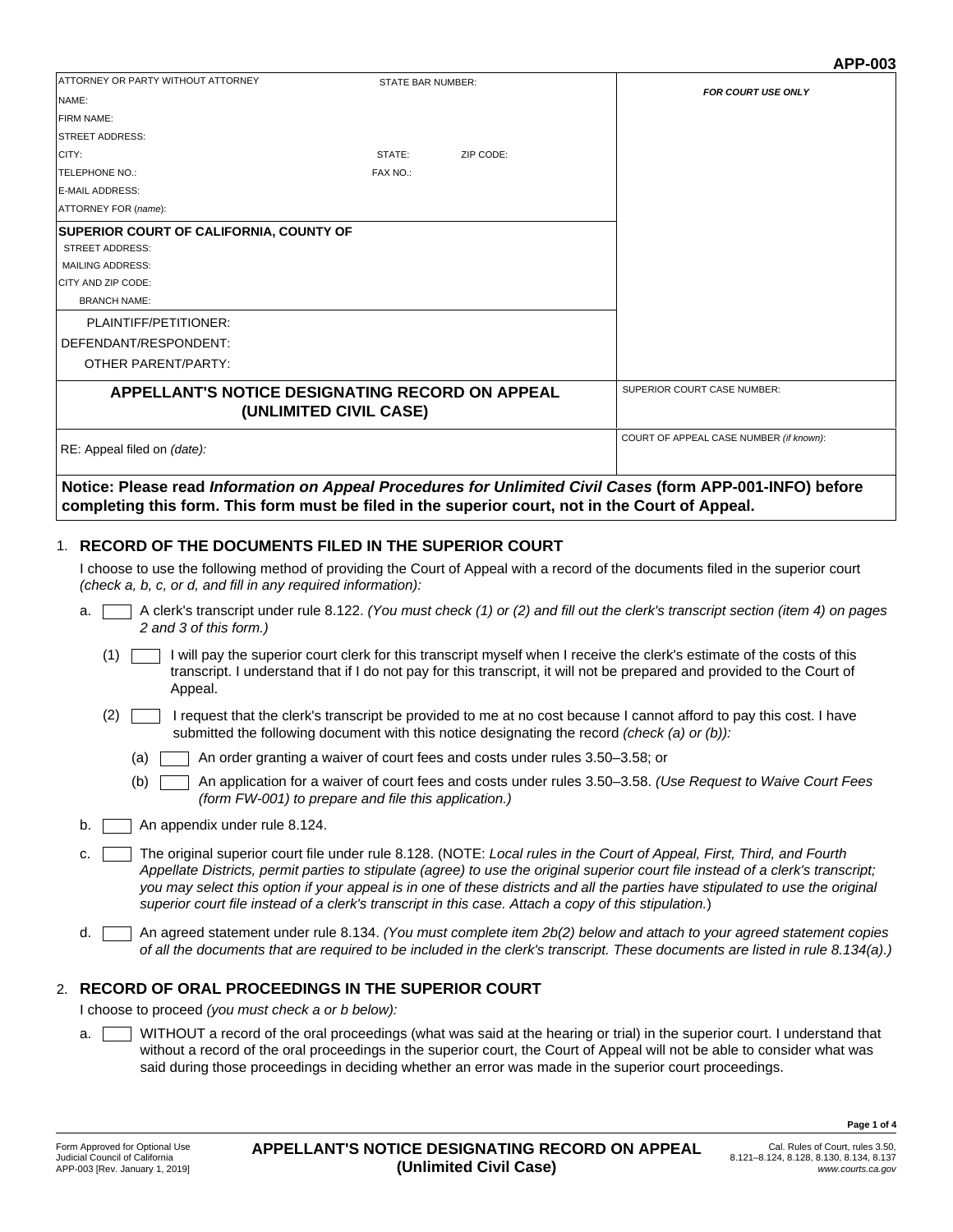APP-003

| ATTORNEY OR PARTY WITHOUT ATTORNEY | STATE BAR NUMBER: | | FOR COURT USE ONLY |
|---|---|---|---|
| NAME: | | | |
| FIRM NAME: | | | |
| STREET ADDRESS: | | | |
| CITY: | STATE: | ZIP CODE: | |
| TELEPHONE NO.: | FAX NO.: | | |
| E-MAIL ADDRESS: | | | |
| ATTORNEY FOR (*name*): | | | |
| **SUPERIOR COURT OF CALIFORNIA, COUNTY OF** | | | |
| STREET ADDRESS: | | | |
| MAILING ADDRESS: | | | |
| CITY AND ZIP CODE: | | | |
| BRANCH NAME: | | | |
| PLAINTIFF/PETITIONER: | | | |
| DEFENDANT/RESPONDENT: | | | |
| OTHER PARENT/PARTY: | | | |
| **APPELLANT'S NOTICE DESIGNATING RECORD ON APPEAL (UNLIMITED CIVIL CASE)** | | | SUPERIOR COURT CASE NUMBER: |
| RE: Appeal filed on (*date*): | | | COURT OF APPEAL CASE NUMBER (*if known*): |

**Notice: Please read *Information on Appeal Procedures for Unlimited Civil Cases* (form APP-001-INFO) before completing this form. This form must be filed in the superior court, not in the Court of Appeal.**

## 1. RECORD OF THE DOCUMENTS FILED IN THE SUPERIOR COURT

I choose to use the following method of providing the Court of Appeal with a record of the documents filed in the superior court *(check a, b, c, or d, and fill in any required information):*

a. ☐ A clerk's transcript under rule 8.122. *(You must check (1) or (2) and fill out the clerk's transcript section (item 4) on pages 2 and 3 of this form.)*

(1) ☐ I will pay the superior court clerk for this transcript myself when I receive the clerk's estimate of the costs of this transcript. I understand that if I do not pay for this transcript, it will not be prepared and provided to the Court of Appeal.

(2) ☐ I request that the clerk's transcript be provided to me at no cost because I cannot afford to pay this cost. I have submitted the following document with this notice designating the record *(check (a) or (b)):*

(a) ☐ An order granting a waiver of court fees and costs under rules 3.50–3.58; or

(b) ☐ An application for a waiver of court fees and costs under rules 3.50–3.58. *(Use Request to Waive Court Fees (form FW-001) to prepare and file this application.)*

b. ☐ An appendix under rule 8.124.

c. ☐ The original superior court file under rule 8.128. (NOTE: *Local rules in the Court of Appeal, First, Third, and Fourth Appellate Districts, permit parties to stipulate (agree) to use the original superior court file instead of a clerk's transcript; you may select this option if your appeal is in one of these districts and all the parties have stipulated to use the original superior court file instead of a clerk's transcript in this case. Attach a copy of this stipulation.*)

d. ☐ An agreed statement under rule 8.134. *(You must complete item 2b(2) below and attach to your agreed statement copies of all the documents that are required to be included in the clerk's transcript. These documents are listed in rule 8.134(a).)*

## 2. RECORD OF ORAL PROCEEDINGS IN THE SUPERIOR COURT

I choose to proceed *(you must check a or b below):*

a. ☐ WITHOUT a record of the oral proceedings (what was said at the hearing or trial) in the superior court. I understand that without a record of the oral proceedings in the superior court, the Court of Appeal will not be able to consider what was said during those proceedings in deciding whether an error was made in the superior court proceedings.

Form Approved for Optional Use
Judicial Council of California
APP-003 [Rev. January 1, 2019]

**APPELLANT'S NOTICE DESIGNATING RECORD ON APPEAL (Unlimited Civil Case)**

Cal. Rules of Court, rules 3.50, 8.121–8.124, 8.128, 8.130, 8.134, 8.137
*www.courts.ca.gov*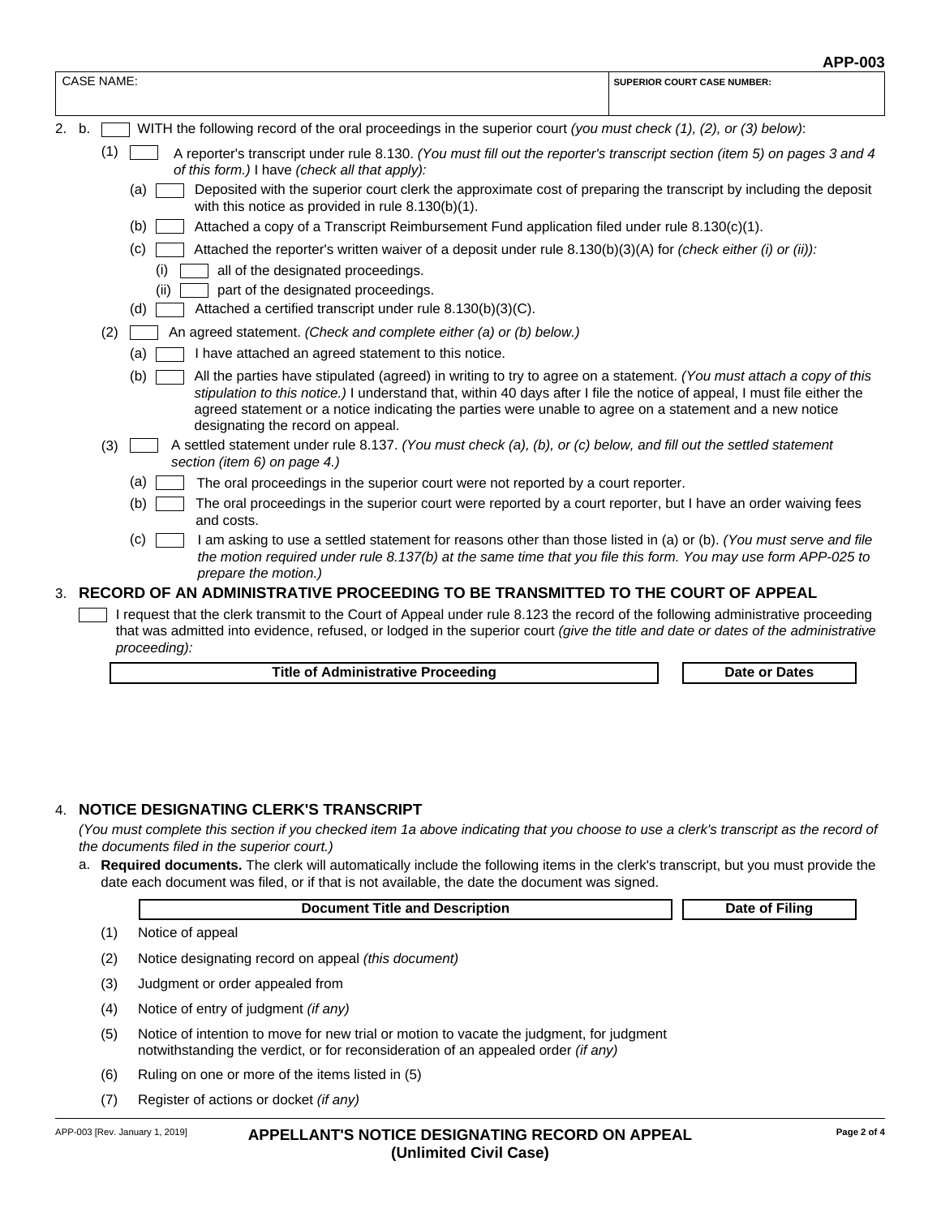| CASE NAME: | SUPERIOR COURT CASE NUMBER: |
| --- | --- |
| | |

2. b. ☐ WITH the following record of the oral proceedings in the superior court *(you must check (1), (2), or (3) below)*:

   (1) ☐ A reporter's transcript under rule 8.130. *(You must fill out the reporter's transcript section (item 5) on pages 3 and 4 of this form.)* I have *(check all that apply):*

      (a) ☐ Deposited with the superior court clerk the approximate cost of preparing the transcript by including the deposit with this notice as provided in rule 8.130(b)(1).

      (b) ☐ Attached a copy of a Transcript Reimbursement Fund application filed under rule 8.130(c)(1).

      (c) ☐ Attached the reporter's written waiver of a deposit under rule 8.130(b)(3)(A) for *(check either (i) or (ii)):*

         (i) ☐ all of the designated proceedings.

         (ii) ☐ part of the designated proceedings.

      (d) ☐ Attached a certified transcript under rule 8.130(b)(3)(C).

   (2) ☐ An agreed statement. *(Check and complete either (a) or (b) below.)*

      (a) ☐ I have attached an agreed statement to this notice.

      (b) ☐ All the parties have stipulated (agreed) in writing to try to agree on a statement. *(You must attach a copy of this stipulation to this notice.)* I understand that, within 40 days after I file the notice of appeal, I must file either the agreed statement or a notice indicating the parties were unable to agree on a statement and a new notice designating the record on appeal.

   (3) ☐ A settled statement under rule 8.137. *(You must check (a), (b), or (c) below, and fill out the settled statement section (item 6) on page 4.)*

      (a) ☐ The oral proceedings in the superior court were not reported by a court reporter.

      (b) ☐ The oral proceedings in the superior court were reported by a court reporter, but I have an order waiving fees and costs.

      (c) ☐ I am asking to use a settled statement for reasons other than those listed in (a) or (b). *(You must serve and file the motion required under rule 8.137(b) at the same time that you file this form. You may use form APP-025 to prepare the motion.)*

## 3. RECORD OF AN ADMINISTRATIVE PROCEEDING TO BE TRANSMITTED TO THE COURT OF APPEAL

☐ I request that the clerk transmit to the Court of Appeal under rule 8.123 the record of the following administrative proceeding that was admitted into evidence, refused, or lodged in the superior court *(give the title and date or dates of the administrative proceeding):*

| Title of Administrative Proceeding | Date or Dates |
| --- | --- |
| | |

## 4. NOTICE DESIGNATING CLERK'S TRANSCRIPT

*(You must complete this section if you checked item 1a above indicating that you choose to use a clerk's transcript as the record of the documents filed in the superior court.)*

a. **Required documents.** The clerk will automatically include the following items in the clerk's transcript, but you must provide the date each document was filed, or if that is not available, the date the document was signed.

| | Document Title and Description | Date of Filing |
| --- | --- | --- |
| (1) | Notice of appeal | |
| (2) | Notice designating record on appeal *(this document)* | |
| (3) | Judgment or order appealed from | |
| (4) | Notice of entry of judgment *(if any)* | |
| (5) | Notice of intention to move for new trial or motion to vacate the judgment, for judgment notwithstanding the verdict, or for reconsideration of an appealed order *(if any)* | |
| (6) | Ruling on one or more of the items listed in (5) | |
| (7) | Register of actions or docket *(if any)* | |

APP-003 [Rev. January 1, 2019]

**APPELLANT'S NOTICE DESIGNATING RECORD ON APPEAL (Unlimited Civil Case)**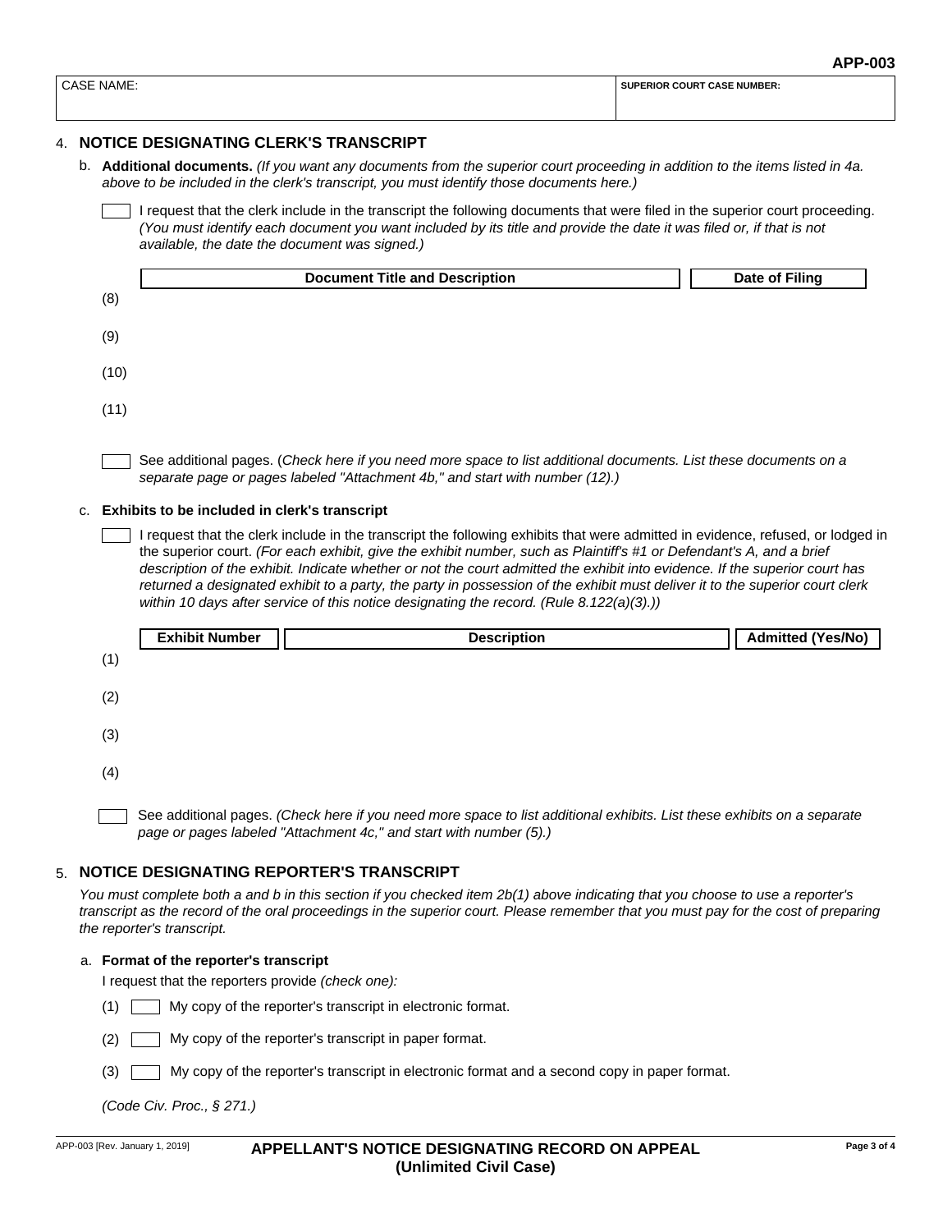| CASE NAME: | SUPERIOR COURT CASE NUMBER: |
|---|---|
| | |

## 4. NOTICE DESIGNATING CLERK'S TRANSCRIPT

b. **Additional documents.** *(If you want any documents from the superior court proceeding in addition to the items listed in 4a. above to be included in the clerk's transcript, you must identify those documents here.)*

☐ I request that the clerk include in the transcript the following documents that were filed in the superior court proceeding. *(You must identify each document you want included by its title and provide the date it was filed or, if that is not available, the date the document was signed.)*

| | Document Title and Description | Date of Filing |
|---|---|---|
| (8) | | |
| (9) | | |
| (10) | | |
| (11) | | |

☐ See additional pages. (*Check here if you need more space to list additional documents. List these documents on a separate page or pages labeled "Attachment 4b," and start with number (12).)*

c. **Exhibits to be included in clerk's transcript**

☐ I request that the clerk include in the transcript the following exhibits that were admitted in evidence, refused, or lodged in the superior court. *(For each exhibit, give the exhibit number, such as Plaintiff's #1 or Defendant's A, and a brief description of the exhibit. Indicate whether or not the court admitted the exhibit into evidence. If the superior court has returned a designated exhibit to a party, the party in possession of the exhibit must deliver it to the superior court clerk within 10 days after service of this notice designating the record. (Rule 8.122(a)(3).))*

| | Exhibit Number | Description | Admitted (Yes/No) |
|---|---|---|---|
| (1) | | | |
| (2) | | | |
| (3) | | | |
| (4) | | | |

☐ See additional pages. *(Check here if you need more space to list additional exhibits. List these exhibits on a separate page or pages labeled "Attachment 4c," and start with number (5).)*

## 5. NOTICE DESIGNATING REPORTER'S TRANSCRIPT

*You must complete both a and b in this section if you checked item 2b(1) above indicating that you choose to use a reporter's transcript as the record of the oral proceedings in the superior court. Please remember that you must pay for the cost of preparing the reporter's transcript.*

a. **Format of the reporter's transcript**

I request that the reporters provide *(check one):*

(1) ☐ My copy of the reporter's transcript in electronic format.

(2) ☐ My copy of the reporter's transcript in paper format.

(3) ☐ My copy of the reporter's transcript in electronic format and a second copy in paper format.

*(Code Civ. Proc., § 271.)*

APP-003 [Rev. January 1, 2019]

**APPELLANT'S NOTICE DESIGNATING RECORD ON APPEAL (Unlimited Civil Case)**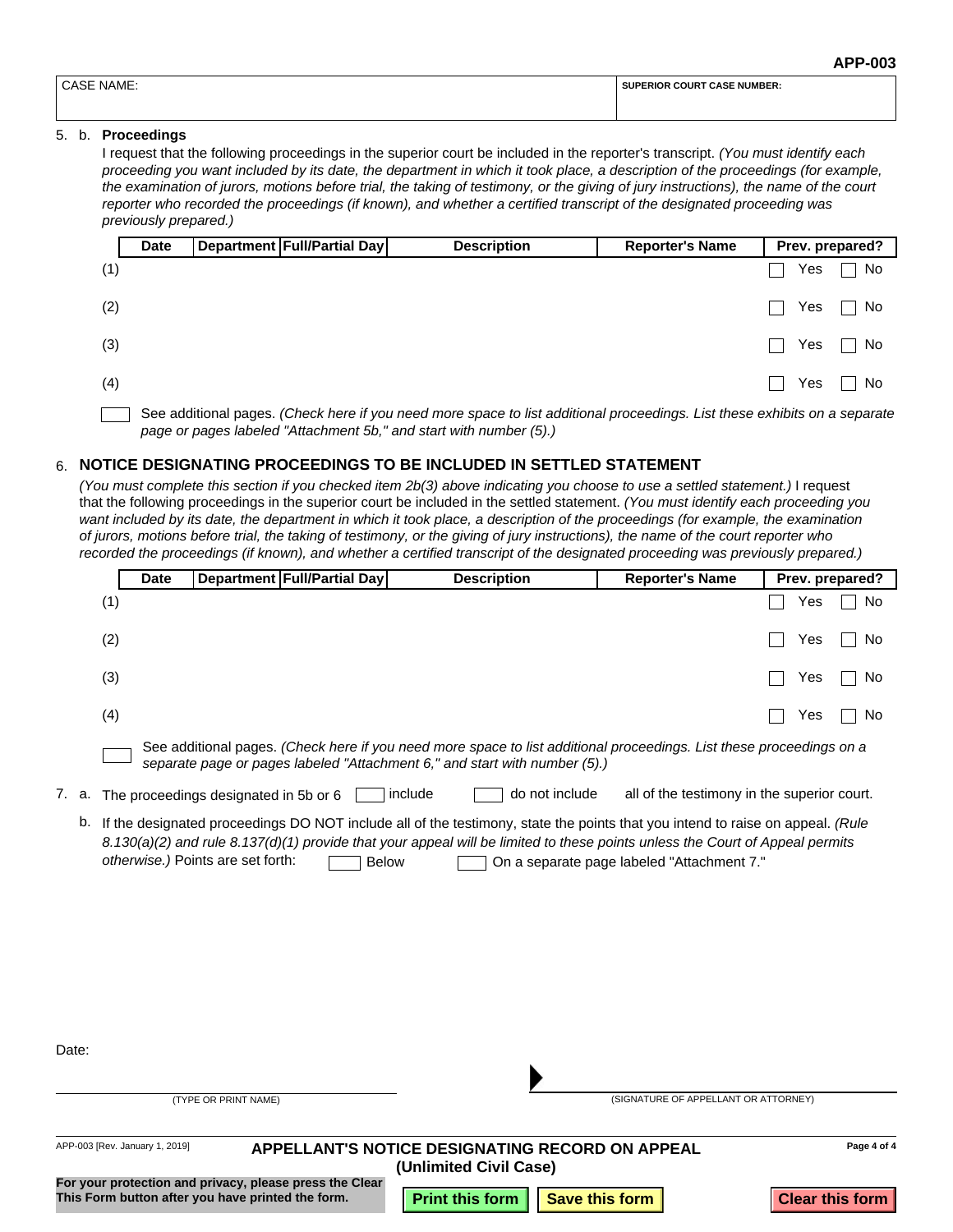APP-003

| CASE NAME: | SUPERIOR COURT CASE NUMBER: |
|---|---|
| | |

5. b. **Proceedings**

I request that the following proceedings in the superior court be included in the reporter's transcript. *(You must identify each proceeding you want included by its date, the department in which it took place, a description of the proceedings (for example, the examination of jurors, motions before trial, the taking of testimony, or the giving of jury instructions), the name of the court reporter who recorded the proceedings (if known), and whether a certified transcript of the designated proceeding was previously prepared.)*

| | Date | Department | Full/Partial Day | Description | Reporter's Name | Prev. prepared? |
|---|---|---|---|---|---|---|
| (1) | | | | | | ☐ Yes ☐ No |
| (2) | | | | | | ☐ Yes ☐ No |
| (3) | | | | | | ☐ Yes ☐ No |
| (4) | | | | | | ☐ Yes ☐ No |

☐ See additional pages. *(Check here if you need more space to list additional proceedings. List these exhibits on a separate page or pages labeled "Attachment 5b," and start with number (5).)*

## 6. NOTICE DESIGNATING PROCEEDINGS TO BE INCLUDED IN SETTLED STATEMENT

*(You must complete this section if you checked item 2b(3) above indicating you choose to use a settled statement.)* I request that the following proceedings in the superior court be included in the settled statement. *(You must identify each proceeding you want included by its date, the department in which it took place, a description of the proceedings (for example, the examination of jurors, motions before trial, the taking of testimony, or the giving of jury instructions), the name of the court reporter who recorded the proceedings (if known), and whether a certified transcript of the designated proceeding was previously prepared.)*

| | Date | Department | Full/Partial Day | Description | Reporter's Name | Prev. prepared? |
|---|---|---|---|---|---|---|
| (1) | | | | | | ☐ Yes ☐ No |
| (2) | | | | | | ☐ Yes ☐ No |
| (3) | | | | | | ☐ Yes ☐ No |
| (4) | | | | | | ☐ Yes ☐ No |

☐ See additional pages. *(Check here if you need more space to list additional proceedings. List these proceedings on a separate page or pages labeled "Attachment 6," and start with number (5).)*

7. a. The proceedings designated in 5b or 6 ☐ include ☐ do not include all of the testimony in the superior court.

b. If the designated proceedings DO NOT include all of the testimony, state the points that you intend to raise on appeal. *(Rule 8.130(a)(2) and rule 8.137(d)(1) provide that your appeal will be limited to these points unless the Court of Appeal permits otherwise.)* Points are set forth: ☐ Below ☐ On a separate page labeled "Attachment 7."

Date:

(TYPE OR PRINT NAME)

(SIGNATURE OF APPELLANT OR ATTORNEY)

APP-003 [Rev. January 1, 2019]

**APPELLANT'S NOTICE DESIGNATING RECORD ON APPEAL (Unlimited Civil Case)**

**For your protection and privacy, please press the Clear This Form button after you have printed the form.**

Print this form | Save this form | Clear this form